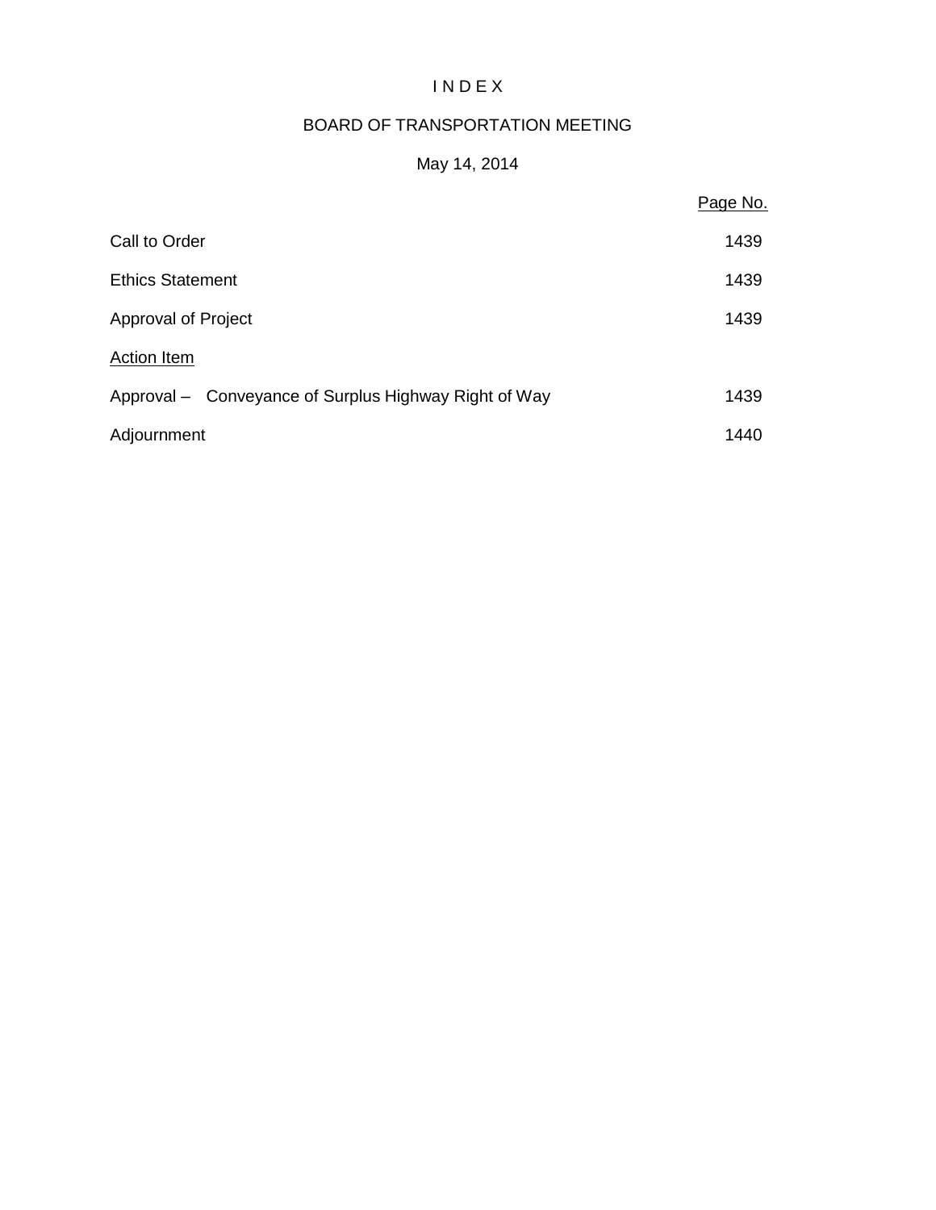# I N D E X

## BOARD OF TRANSPORTATION MEETING

## May 14, 2014

| | Page No. |
|---|---|
| Call to Order | 1439 |
| Ethics Statement | 1439 |
| Approval of Project | 1439 |
| Action Item | |
| Approval – Conveyance of Surplus Highway Right of Way | 1439 |
| Adjournment | 1440 |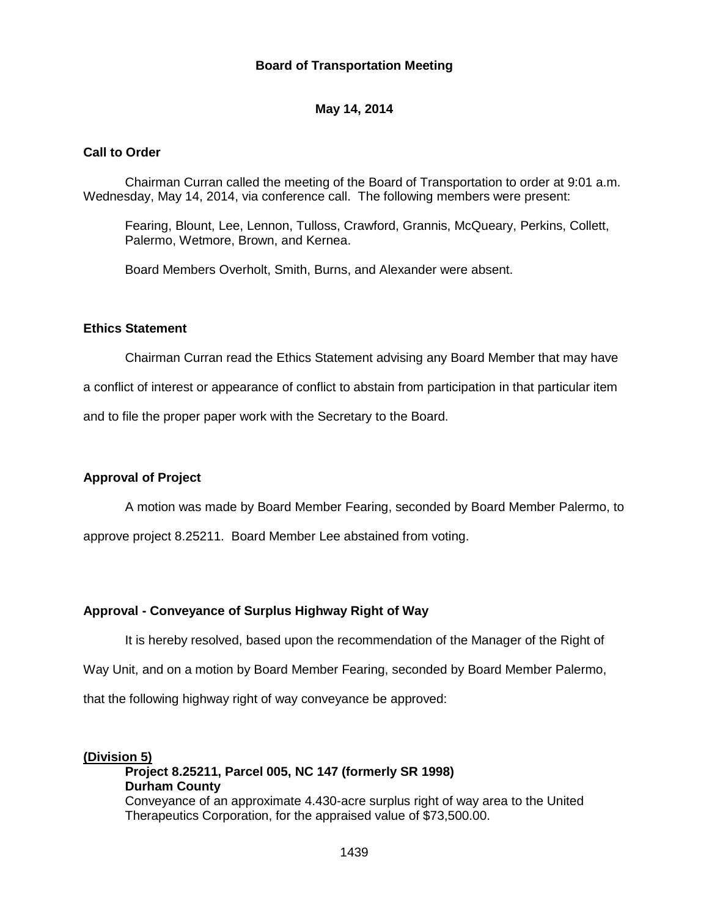**Board of Transportation Meeting**

**May 14, 2014**

## Call to Order

Chairman Curran called the meeting of the Board of Transportation to order at 9:01 a.m. Wednesday, May 14, 2014, via conference call. The following members were present:

Fearing, Blount, Lee, Lennon, Tulloss, Crawford, Grannis, McQueary, Perkins, Collett, Palermo, Wetmore, Brown, and Kernea.

Board Members Overholt, Smith, Burns, and Alexander were absent.

## Ethics Statement

Chairman Curran read the Ethics Statement advising any Board Member that may have a conflict of interest or appearance of conflict to abstain from participation in that particular item and to file the proper paper work with the Secretary to the Board.

## Approval of Project

A motion was made by Board Member Fearing, seconded by Board Member Palermo, to approve project 8.25211. Board Member Lee abstained from voting.

## Approval - Conveyance of Surplus Highway Right of Way

It is hereby resolved, based upon the recommendation of the Manager of the Right of Way Unit, and on a motion by Board Member Fearing, seconded by Board Member Palermo, that the following highway right of way conveyance be approved:

**(Division 5)**

**Project 8.25211, Parcel 005, NC 147 (formerly SR 1998)**
**Durham County**
Conveyance of an approximate 4.430-acre surplus right of way area to the United Therapeutics Corporation, for the appraised value of $73,500.00.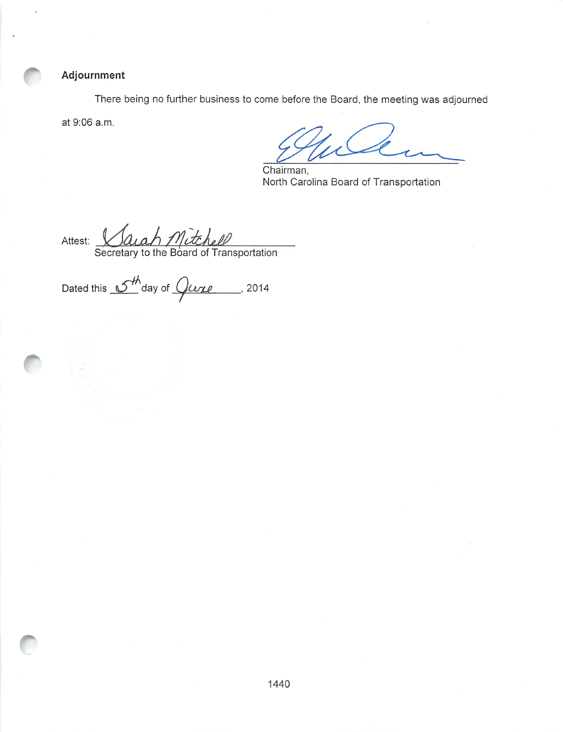## Adjournment

There being no further business to come before the Board, the meeting was adjourned at 9:06 a.m.

Chairman,
North Carolina Board of Transportation

Attest: Sarah Mitchell
Secretary to the Board of Transportation

Dated this 5th day of June, 2014